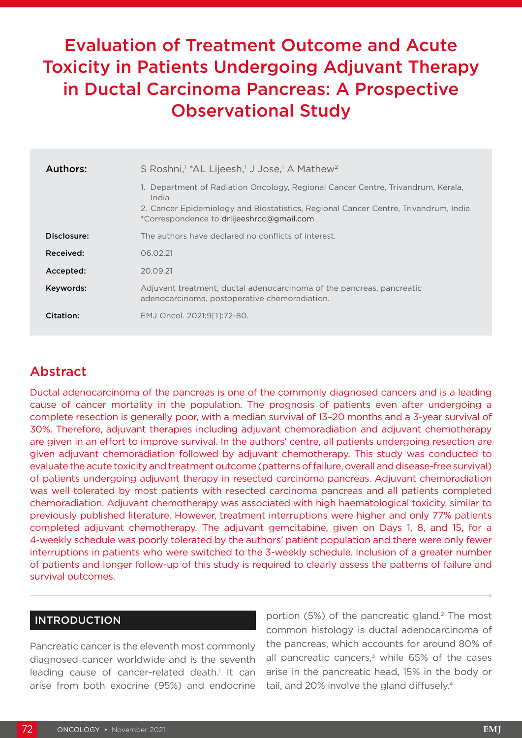# Evaluation of Treatment Outcome and Acute Toxicity in Patients Undergoing Adjuvant Therapy in Ductal Carcinoma Pancreas: A Prospective Observational Study

| | |
|---|---|
| **Authors:** | S Roshni,[1] *AL Lijeesh,[1] J Jose,[1] A Mathew[2]<br><br>1. Department of Radiation Oncology, Regional Cancer Centre, Trivandrum, Kerala, India<br>2. Cancer Epidemiology and Biostatistics, Regional Cancer Centre, Trivandrum, India<br>*Correspondence to drlijeeshrcc@gmail.com |
| **Disclosure:** | The authors have declared no conflicts of interest. |
| **Received:** | 06.02.21 |
| **Accepted:** | 20.09.21 |
| **Keywords:** | Adjuvant treatment, ductal adenocarcinoma of the pancreas, pancreatic adenocarcinoma, postoperative chemoradiation. |
| **Citation:** | EMJ Oncol. 2021;9[1]:72-80. |

## Abstract

Ductal adenocarcinoma of the pancreas is one of the commonly diagnosed cancers and is a leading cause of cancer mortality in the population. The prognosis of patients even after undergoing a complete resection is generally poor, with a median survival of 13–20 months and a 3-year survival of 30%. Therefore, adjuvant therapies including adjuvant chemoradiation and adjuvant chemotherapy are given in an effort to improve survival. In the authors' centre, all patients undergoing resection are given adjuvant chemoradiation followed by adjuvant chemotherapy. This study was conducted to evaluate the acute toxicity and treatment outcome (patterns of failure, overall and disease-free survival) of patients undergoing adjuvant therapy in resected carcinoma pancreas. Adjuvant chemoradiation was well tolerated by most patients with resected carcinoma pancreas and all patients completed chemoradiation. Adjuvant chemotherapy was associated with high haematological toxicity, similar to previously published literature. However, treatment interruptions were higher and only 77% patients completed adjuvant chemotherapy. The adjuvant gemcitabine, given on Days 1, 8, and 15, for a 4-weekly schedule was poorly tolerated by the authors' patient population and there were only fewer interruptions in patients who were switched to the 3-weekly schedule. Inclusion of a greater number of patients and longer follow-up of this study is required to clearly assess the patterns of failure and survival outcomes.

## INTRODUCTION

Pancreatic cancer is the eleventh most commonly diagnosed cancer worldwide and is the seventh leading cause of cancer-related death.[1] It can arise from both exocrine (95%) and endocrine portion (5%) of the pancreatic gland.[2] The most common histology is ductal adenocarcinoma of the pancreas, which accounts for around 80% of all pancreatic cancers,[3] while 65% of the cases arise in the pancreatic head, 15% in the body or tail, and 20% involve the gland diffusely.[4]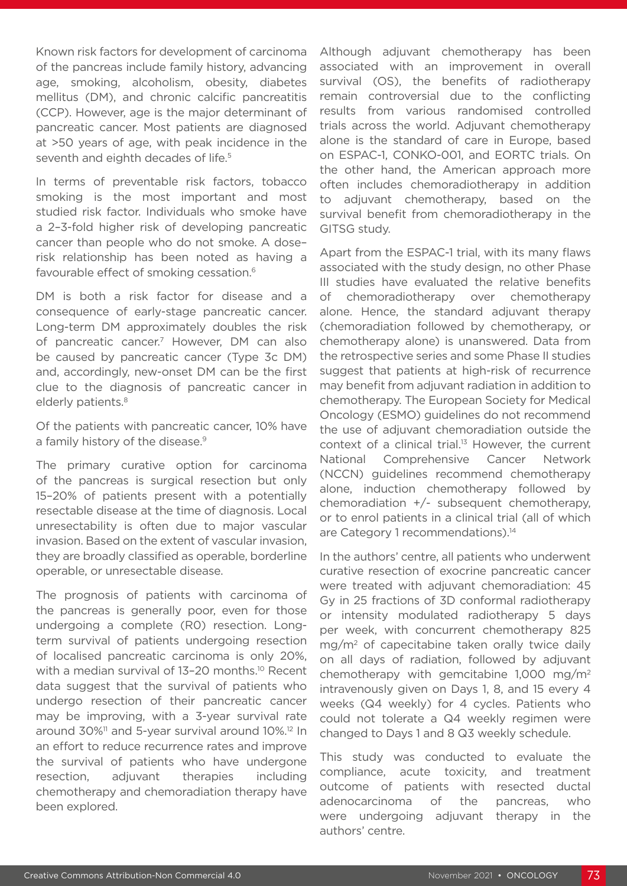Known risk factors for development of carcinoma of the pancreas include family history, advancing age, smoking, alcoholism, obesity, diabetes mellitus (DM), and chronic calcific pancreatitis (CCP). However, age is the major determinant of pancreatic cancer. Most patients are diagnosed at >50 years of age, with peak incidence in the seventh and eighth decades of life.[5]

In terms of preventable risk factors, tobacco smoking is the most important and most studied risk factor. Individuals who smoke have a 2–3-fold higher risk of developing pancreatic cancer than people who do not smoke. A dose–risk relationship has been noted as having a favourable effect of smoking cessation.[6]

DM is both a risk factor for disease and a consequence of early-stage pancreatic cancer. Long-term DM approximately doubles the risk of pancreatic cancer.[7] However, DM can also be caused by pancreatic cancer (Type 3c DM) and, accordingly, new-onset DM can be the first clue to the diagnosis of pancreatic cancer in elderly patients.[8]

Of the patients with pancreatic cancer, 10% have a family history of the disease.[9]

The primary curative option for carcinoma of the pancreas is surgical resection but only 15–20% of patients present with a potentially resectable disease at the time of diagnosis. Local unresectability is often due to major vascular invasion. Based on the extent of vascular invasion, they are broadly classified as operable, borderline operable, or unresectable disease.

The prognosis of patients with carcinoma of the pancreas is generally poor, even for those undergoing a complete (R0) resection. Long-term survival of patients undergoing resection of localised pancreatic carcinoma is only 20%, with a median survival of 13–20 months.[10] Recent data suggest that the survival of patients who undergo resection of their pancreatic cancer may be improving, with a 3-year survival rate around 30%[11] and 5-year survival around 10%.[12] In an effort to reduce recurrence rates and improve the survival of patients who have undergone resection, adjuvant therapies including chemotherapy and chemoradiation therapy have been explored.

Although adjuvant chemotherapy has been associated with an improvement in overall survival (OS), the benefits of radiotherapy remain controversial due to the conflicting results from various randomised controlled trials across the world. Adjuvant chemotherapy alone is the standard of care in Europe, based on ESPAC-1, CONKO-001, and EORTC trials. On the other hand, the American approach more often includes chemoradiotherapy in addition to adjuvant chemotherapy, based on the survival benefit from chemoradiotherapy in the GITSG study.

Apart from the ESPAC-1 trial, with its many flaws associated with the study design, no other Phase III studies have evaluated the relative benefits of chemoradiotherapy over chemotherapy alone. Hence, the standard adjuvant therapy (chemoradiation followed by chemotherapy, or chemotherapy alone) is unanswered. Data from the retrospective series and some Phase II studies suggest that patients at high-risk of recurrence may benefit from adjuvant radiation in addition to chemotherapy. The European Society for Medical Oncology (ESMO) guidelines do not recommend the use of adjuvant chemoradiation outside the context of a clinical trial.[13] However, the current National Comprehensive Cancer Network (NCCN) guidelines recommend chemotherapy alone, induction chemotherapy followed by chemoradiation +/- subsequent chemotherapy, or to enrol patients in a clinical trial (all of which are Category 1 recommendations).[14]

In the authors' centre, all patients who underwent curative resection of exocrine pancreatic cancer were treated with adjuvant chemoradiation: 45 Gy in 25 fractions of 3D conformal radiotherapy or intensity modulated radiotherapy 5 days per week, with concurrent chemotherapy 825 mg/m$^2$ of capecitabine taken orally twice daily on all days of radiation, followed by adjuvant chemotherapy with gemcitabine 1,000 mg/m$^2$ intravenously given on Days 1, 8, and 15 every 4 weeks (Q4 weekly) for 4 cycles. Patients who could not tolerate a Q4 weekly regimen were changed to Days 1 and 8 Q3 weekly schedule.

This study was conducted to evaluate the compliance, acute toxicity, and treatment outcome of patients with resected ductal adenocarcinoma of the pancreas, who were undergoing adjuvant therapy in the authors' centre.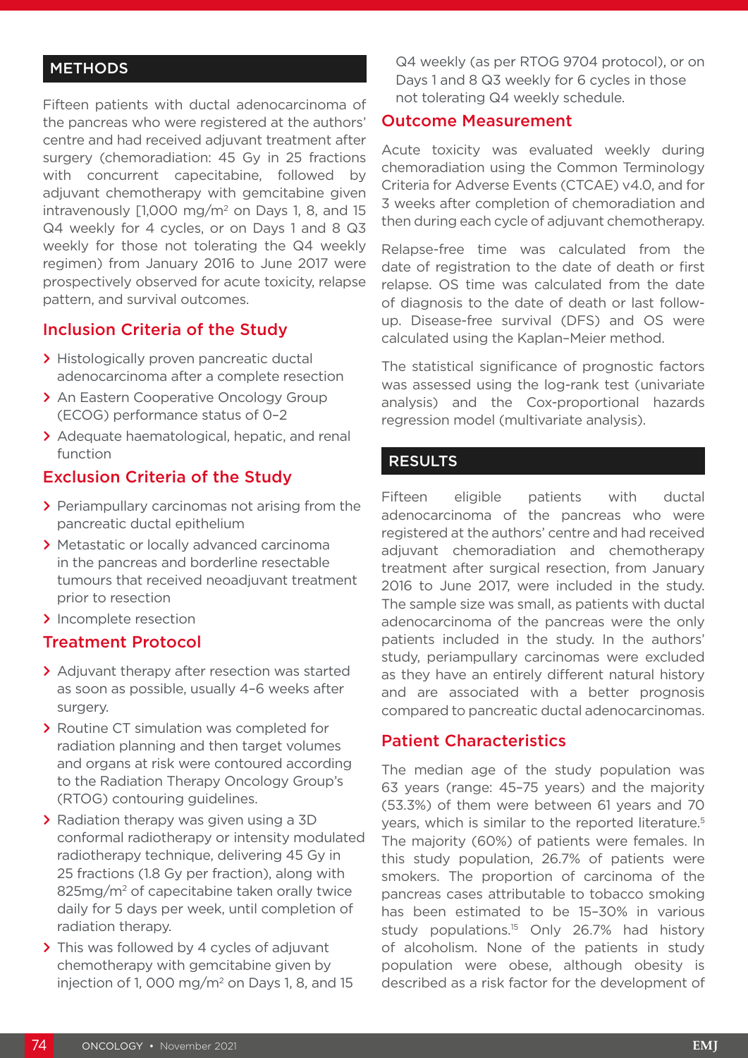## METHODS

Fifteen patients with ductal adenocarcinoma of the pancreas who were registered at the authors' centre and had received adjuvant treatment after surgery (chemoradiation: 45 Gy in 25 fractions with concurrent capecitabine, followed by adjuvant chemotherapy with gemcitabine given intravenously [1,000 mg/m$^2$ on Days 1, 8, and 15 Q4 weekly for 4 cycles, or on Days 1 and 8 Q3 weekly for those not tolerating the Q4 weekly regimen) from January 2016 to June 2017 were prospectively observed for acute toxicity, relapse pattern, and survival outcomes.

### Inclusion Criteria of the Study

- Histologically proven pancreatic ductal adenocarcinoma after a complete resection
- An Eastern Cooperative Oncology Group (ECOG) performance status of 0–2
- Adequate haematological, hepatic, and renal function

### Exclusion Criteria of the Study

- Periampullary carcinomas not arising from the pancreatic ductal epithelium
- Metastatic or locally advanced carcinoma in the pancreas and borderline resectable tumours that received neoadjuvant treatment prior to resection
- Incomplete resection

### Treatment Protocol

- Adjuvant therapy after resection was started as soon as possible, usually 4–6 weeks after surgery.
- Routine CT simulation was completed for radiation planning and then target volumes and organs at risk were contoured according to the Radiation Therapy Oncology Group's (RTOG) contouring guidelines.
- Radiation therapy was given using a 3D conformal radiotherapy or intensity modulated radiotherapy technique, delivering 45 Gy in 25 fractions (1.8 Gy per fraction), along with 825mg/m$^2$ of capecitabine taken orally twice daily for 5 days per week, until completion of radiation therapy.
- This was followed by 4 cycles of adjuvant chemotherapy with gemcitabine given by injection of 1, 000 mg/m$^2$ on Days 1, 8, and 15 Q4 weekly (as per RTOG 9704 protocol), or on Days 1 and 8 Q3 weekly for 6 cycles in those not tolerating Q4 weekly schedule.

### Outcome Measurement

Acute toxicity was evaluated weekly during chemoradiation using the Common Terminology Criteria for Adverse Events (CTCAE) v4.0, and for 3 weeks after completion of chemoradiation and then during each cycle of adjuvant chemotherapy.

Relapse-free time was calculated from the date of registration to the date of death or first relapse. OS time was calculated from the date of diagnosis to the date of death or last follow-up. Disease-free survival (DFS) and OS were calculated using the Kaplan–Meier method.

The statistical significance of prognostic factors was assessed using the log-rank test (univariate analysis) and the Cox-proportional hazards regression model (multivariate analysis).

## RESULTS

Fifteen eligible patients with ductal adenocarcinoma of the pancreas who were registered at the authors' centre and had received adjuvant chemoradiation and chemotherapy treatment after surgical resection, from January 2016 to June 2017, were included in the study. The sample size was small, as patients with ductal adenocarcinoma of the pancreas were the only patients included in the study. In the authors' study, periampullary carcinomas were excluded as they have an entirely different natural history and are associated with a better prognosis compared to pancreatic ductal adenocarcinomas.

### Patient Characteristics

The median age of the study population was 63 years (range: 45–75 years) and the majority (53.3%) of them were between 61 years and 70 years, which is similar to the reported literature.[5] The majority (60%) of patients were females. In this study population, 26.7% of patients were smokers. The proportion of carcinoma of the pancreas cases attributable to tobacco smoking has been estimated to be 15–30% in various study populations.[15] Only 26.7% had history of alcoholism. None of the patients in study population were obese, although obesity is described as a risk factor for the development of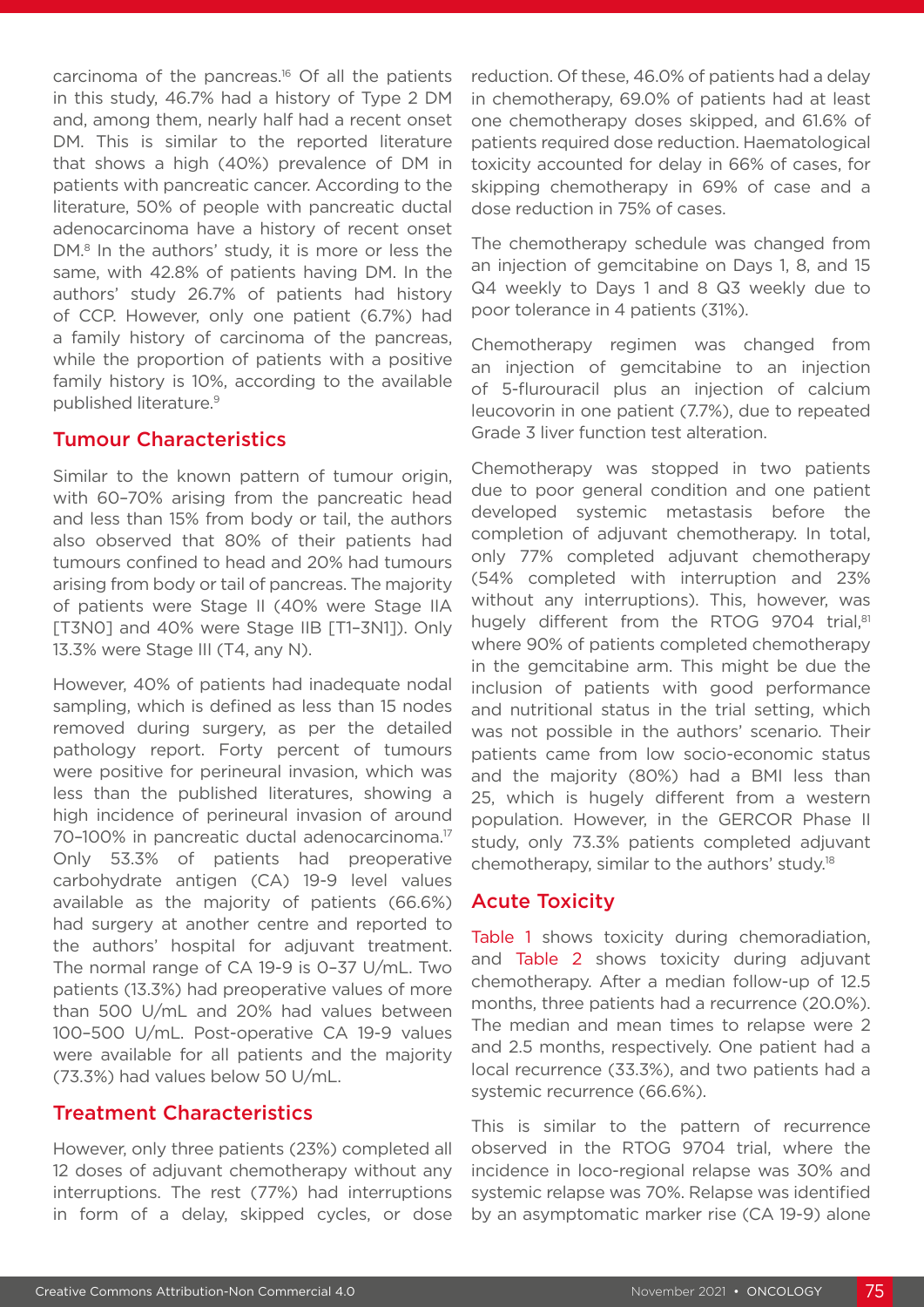carcinoma of the pancreas.[16] Of all the patients in this study, 46.7% had a history of Type 2 DM and, among them, nearly half had a recent onset DM. This is similar to the reported literature that shows a high (40%) prevalence of DM in patients with pancreatic cancer. According to the literature, 50% of people with pancreatic ductal adenocarcinoma have a history of recent onset DM.[8] In the authors' study, it is more or less the same, with 42.8% of patients having DM. In the authors' study 26.7% of patients had history of CCP. However, only one patient (6.7%) had a family history of carcinoma of the pancreas, while the proportion of patients with a positive family history is 10%, according to the available published literature.[9]

## Tumour Characteristics

Similar to the known pattern of tumour origin, with 60–70% arising from the pancreatic head and less than 15% from body or tail, the authors also observed that 80% of their patients had tumours confined to head and 20% had tumours arising from body or tail of pancreas. The majority of patients were Stage II (40% were Stage IIA [T3N0] and 40% were Stage IIB [T1–3N1]). Only 13.3% were Stage III (T4, any N).

However, 40% of patients had inadequate nodal sampling, which is defined as less than 15 nodes removed during surgery, as per the detailed pathology report. Forty percent of tumours were positive for perineural invasion, which was less than the published literatures, showing a high incidence of perineural invasion of around 70–100% in pancreatic ductal adenocarcinoma.[17] Only 53.3% of patients had preoperative carbohydrate antigen (CA) 19-9 level values available as the majority of patients (66.6%) had surgery at another centre and reported to the authors' hospital for adjuvant treatment. The normal range of CA 19-9 is 0–37 U/mL. Two patients (13.3%) had preoperative values of more than 500 U/mL and 20% had values between 100–500 U/mL. Post-operative CA 19-9 values were available for all patients and the majority (73.3%) had values below 50 U/mL.

## Treatment Characteristics

However, only three patients (23%) completed all 12 doses of adjuvant chemotherapy without any interruptions. The rest (77%) had interruptions in form of a delay, skipped cycles, or dose reduction. Of these, 46.0% of patients had a delay in chemotherapy, 69.0% of patients had at least one chemotherapy doses skipped, and 61.6% of patients required dose reduction. Haematological toxicity accounted for delay in 66% of cases, for skipping chemotherapy in 69% of case and a dose reduction in 75% of cases.

The chemotherapy schedule was changed from an injection of gemcitabine on Days 1, 8, and 15 Q4 weekly to Days 1 and 8 Q3 weekly due to poor tolerance in 4 patients (31%).

Chemotherapy regimen was changed from an injection of gemcitabine to an injection of 5-flurouracil plus an injection of calcium leucovorin in one patient (7.7%), due to repeated Grade 3 liver function test alteration.

Chemotherapy was stopped in two patients due to poor general condition and one patient developed systemic metastasis before the completion of adjuvant chemotherapy. In total, only 77% completed adjuvant chemotherapy (54% completed with interruption and 23% without any interruptions). This, however, was hugely different from the RTOG 9704 trial,[81] where 90% of patients completed chemotherapy in the gemcitabine arm. This might be due the inclusion of patients with good performance and nutritional status in the trial setting, which was not possible in the authors' scenario. Their patients came from low socio-economic status and the majority (80%) had a BMI less than 25, which is hugely different from a western population. However, in the GERCOR Phase II study, only 73.3% patients completed adjuvant chemotherapy, similar to the authors' study.[18]

## Acute Toxicity

Table 1 shows toxicity during chemoradiation, and Table 2 shows toxicity during adjuvant chemotherapy. After a median follow-up of 12.5 months, three patients had a recurrence (20.0%). The median and mean times to relapse were 2 and 2.5 months, respectively. One patient had a local recurrence (33.3%), and two patients had a systemic recurrence (66.6%).

This is similar to the pattern of recurrence observed in the RTOG 9704 trial, where the incidence in loco-regional relapse was 30% and systemic relapse was 70%. Relapse was identified by an asymptomatic marker rise (CA 19-9) alone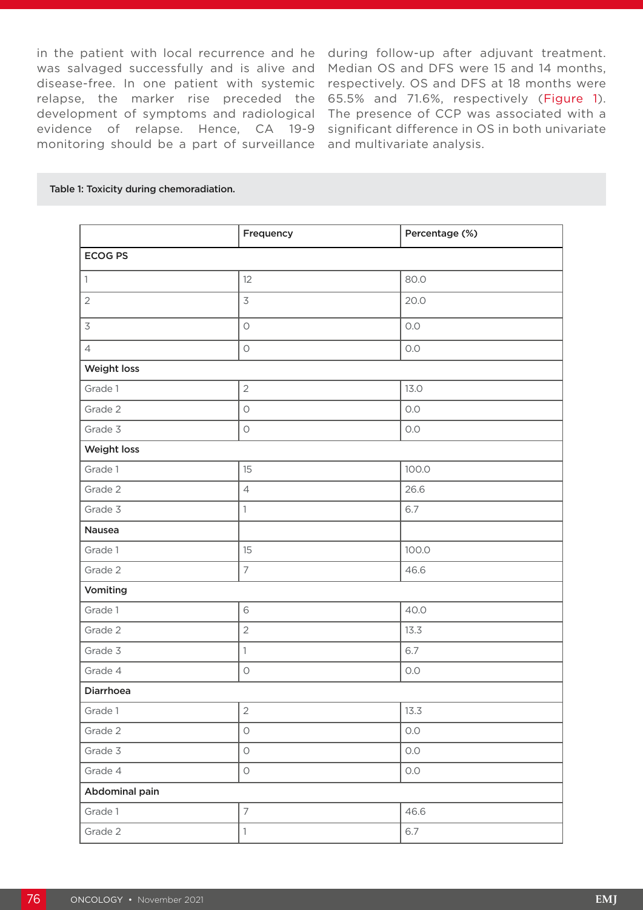in the patient with local recurrence and he was salvaged successfully and is alive and disease-free. In one patient with systemic relapse, the marker rise preceded the development of symptoms and radiological evidence of relapse. Hence, CA 19-9 monitoring should be a part of surveillance during follow-up after adjuvant treatment. Median OS and DFS were 15 and 14 months, respectively. OS and DFS at 18 months were 65.5% and 71.6%, respectively (Figure 1). The presence of CCP was associated with a significant difference in OS in both univariate and multivariate analysis.

**Table 1: Toxicity during chemoradiation.**

| | Frequency | Percentage (%) |
|---|---|---|
| **ECOG PS** | | |
| 1 | 12 | 80.0 |
| 2 | 3 | 20.0 |
| 3 | 0 | 0.0 |
| 4 | 0 | 0.0 |
| **Weight loss** | | |
| Grade 1 | 2 | 13.0 |
| Grade 2 | 0 | 0.0 |
| Grade 3 | 0 | 0.0 |
| **Weight loss** | | |
| Grade 1 | 15 | 100.0 |
| Grade 2 | 4 | 26.6 |
| Grade 3 | 1 | 6.7 |
| **Nausea** | | |
| Grade 1 | 15 | 100.0 |
| Grade 2 | 7 | 46.6 |
| **Vomiting** | | |
| Grade 1 | 6 | 40.0 |
| Grade 2 | 2 | 13.3 |
| Grade 3 | 1 | 6.7 |
| Grade 4 | 0 | 0.0 |
| **Diarrhoea** | | |
| Grade 1 | 2 | 13.3 |
| Grade 2 | 0 | 0.0 |
| Grade 3 | 0 | 0.0 |
| Grade 4 | 0 | 0.0 |
| **Abdominal pain** | | |
| Grade 1 | 7 | 46.6 |
| Grade 2 | 1 | 6.7 |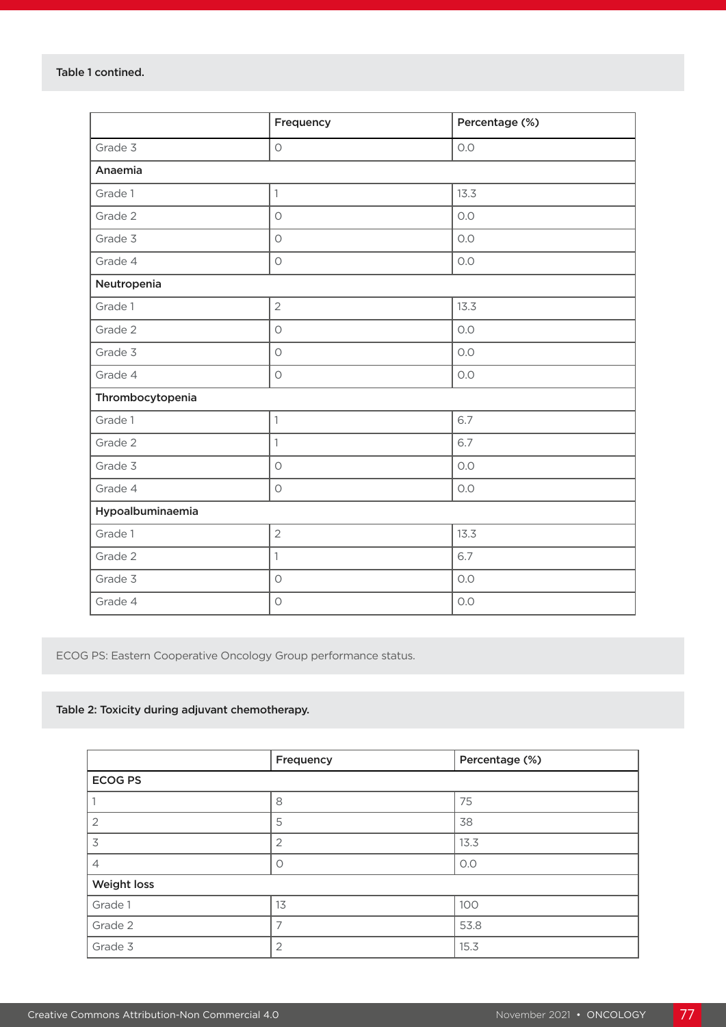Table 1 contined.

| | Frequency | Percentage (%) |
|---|---|---|
| Grade 3 | 0 | 0.0 |
| **Anaemia** | | |
| Grade 1 | 1 | 13.3 |
| Grade 2 | 0 | 0.0 |
| Grade 3 | 0 | 0.0 |
| Grade 4 | 0 | 0.0 |
| **Neutropenia** | | |
| Grade 1 | 2 | 13.3 |
| Grade 2 | 0 | 0.0 |
| Grade 3 | 0 | 0.0 |
| Grade 4 | 0 | 0.0 |
| **Thrombocytopenia** | | |
| Grade 1 | 1 | 6.7 |
| Grade 2 | 1 | 6.7 |
| Grade 3 | 0 | 0.0 |
| Grade 4 | 0 | 0.0 |
| **Hypoalbuminaemia** | | |
| Grade 1 | 2 | 13.3 |
| Grade 2 | 1 | 6.7 |
| Grade 3 | 0 | 0.0 |
| Grade 4 | 0 | 0.0 |

ECOG PS: Eastern Cooperative Oncology Group performance status.

Table 2: Toxicity during adjuvant chemotherapy.

| | Frequency | Percentage (%) |
|---|---|---|
| **ECOG PS** | | |
| 1 | 8 | 75 |
| 2 | 5 | 38 |
| 3 | 2 | 13.3 |
| 4 | 0 | 0.0 |
| **Weight loss** | | |
| Grade 1 | 13 | 100 |
| Grade 2 | 7 | 53.8 |
| Grade 3 | 2 | 15.3 |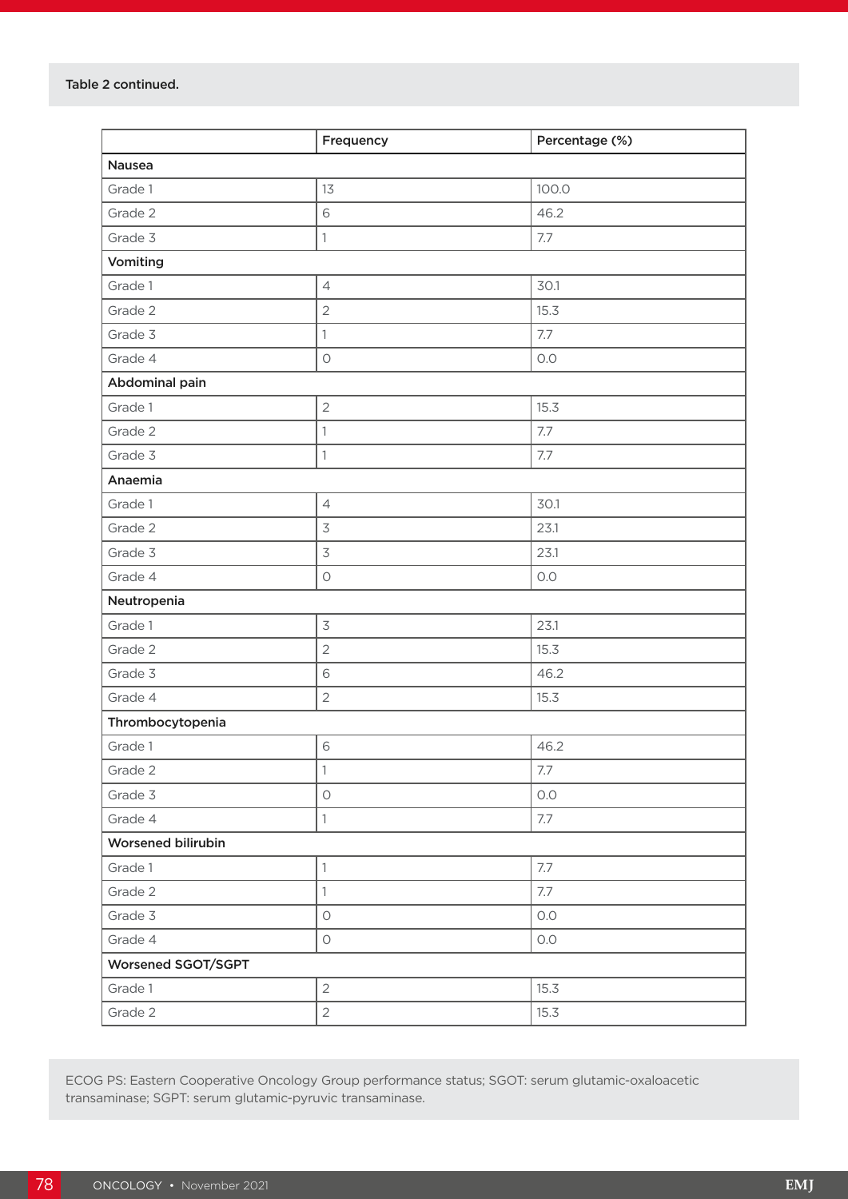Table 2 continued.

| | Frequency | Percentage (%) |
|---|---|---|
| **Nausea** | | |
| Grade 1 | 13 | 100.0 |
| Grade 2 | 6 | 46.2 |
| Grade 3 | 1 | 7.7 |
| **Vomiting** | | |
| Grade 1 | 4 | 30.1 |
| Grade 2 | 2 | 15.3 |
| Grade 3 | 1 | 7.7 |
| Grade 4 | 0 | 0.0 |
| **Abdominal pain** | | |
| Grade 1 | 2 | 15.3 |
| Grade 2 | 1 | 7.7 |
| Grade 3 | 1 | 7.7 |
| **Anaemia** | | |
| Grade 1 | 4 | 30.1 |
| Grade 2 | 3 | 23.1 |
| Grade 3 | 3 | 23.1 |
| Grade 4 | 0 | 0.0 |
| **Neutropenia** | | |
| Grade 1 | 3 | 23.1 |
| Grade 2 | 2 | 15.3 |
| Grade 3 | 6 | 46.2 |
| Grade 4 | 2 | 15.3 |
| **Thrombocytopenia** | | |
| Grade 1 | 6 | 46.2 |
| Grade 2 | 1 | 7.7 |
| Grade 3 | 0 | 0.0 |
| Grade 4 | 1 | 7.7 |
| **Worsened bilirubin** | | |
| Grade 1 | 1 | 7.7 |
| Grade 2 | 1 | 7.7 |
| Grade 3 | 0 | 0.0 |
| Grade 4 | 0 | 0.0 |
| **Worsened SGOT/SGPT** | | |
| Grade 1 | 2 | 15.3 |
| Grade 2 | 2 | 15.3 |

ECOG PS: Eastern Cooperative Oncology Group performance status; SGOT: serum glutamic-oxaloacetic transaminase; SGPT: serum glutamic-pyruvic transaminase.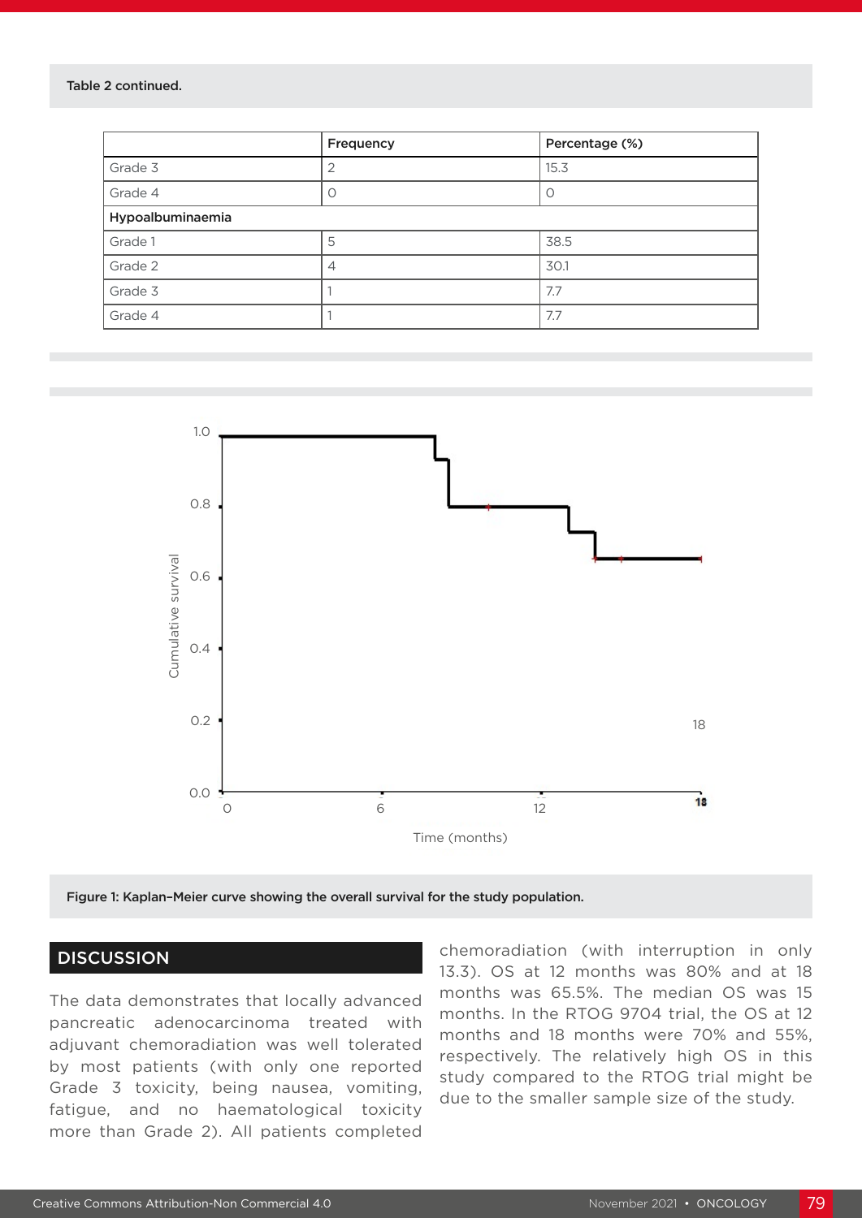Table 2 continued.

| | Frequency | Percentage (%) |
|---|---|---|
| Grade 3 | 2 | 15.3 |
| Grade 4 | 0 | 0 |
| **Hypoalbuminaemia** | | |
| Grade 1 | 5 | 38.5 |
| Grade 2 | 4 | 30.1 |
| Grade 3 | 1 | 7.7 |
| Grade 4 | 1 | 7.7 |

**Figure 1: Kaplan–Meier curve showing the overall survival for the study population.**

## DISCUSSION

The data demonstrates that locally advanced pancreatic adenocarcinoma treated with adjuvant chemoradiation was well tolerated by most patients (with only one reported Grade 3 toxicity, being nausea, vomiting, fatigue, and no haematological toxicity more than Grade 2). All patients completed chemoradiation (with interruption in only 13.3). OS at 12 months was 80% and at 18 months was 65.5%. The median OS was 15 months. In the RTOG 9704 trial, the OS at 12 months and 18 months were 70% and 55%, respectively. The relatively high OS in this study compared to the RTOG trial might be due to the smaller sample size of the study.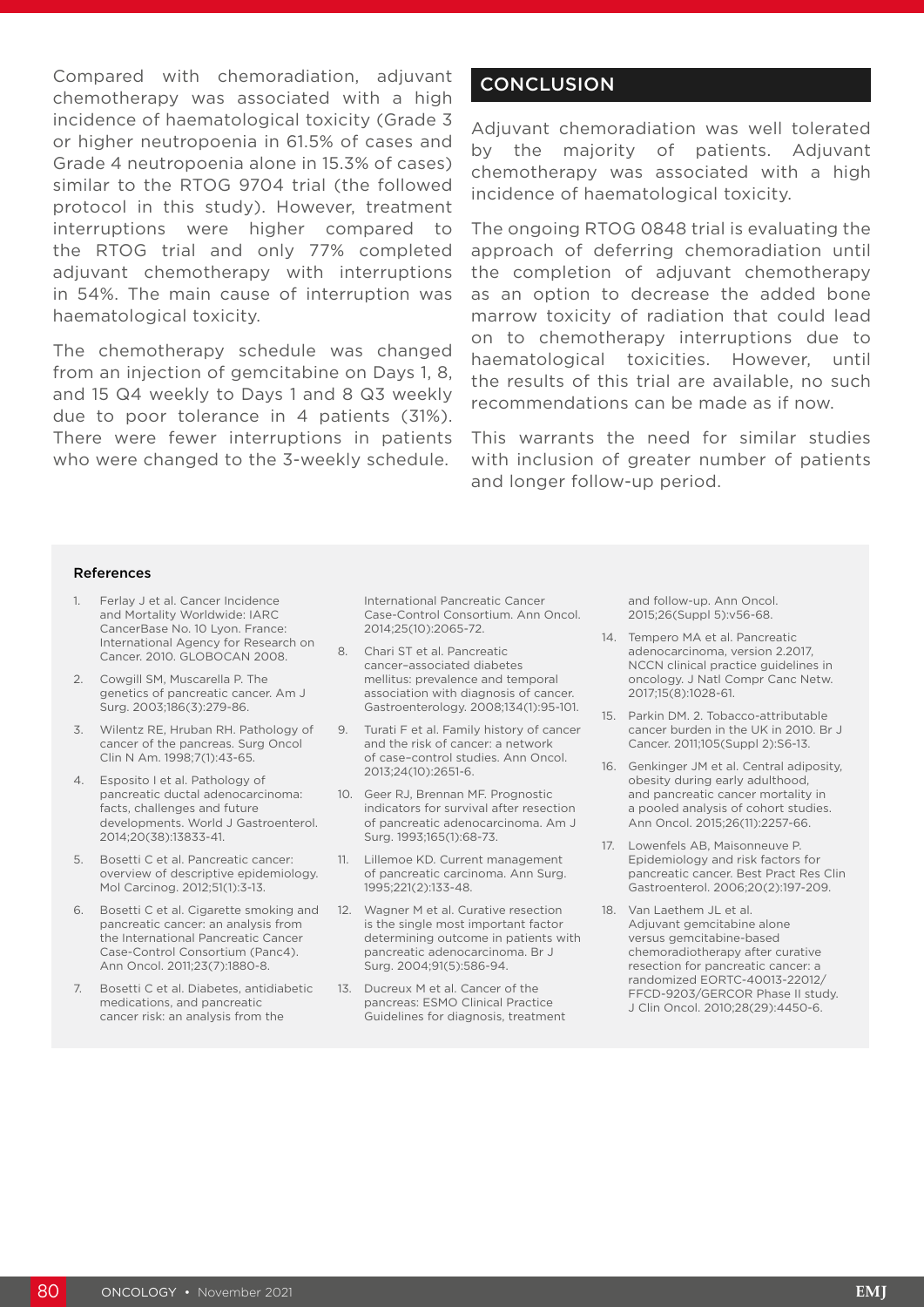Compared with chemoradiation, adjuvant chemotherapy was associated with a high incidence of haematological toxicity (Grade 3 or higher neutropoenia in 61.5% of cases and Grade 4 neutropoenia alone in 15.3% of cases) similar to the RTOG 9704 trial (the followed protocol in this study). However, treatment interruptions were higher compared to the RTOG trial and only 77% completed adjuvant chemotherapy with interruptions in 54%. The main cause of interruption was haematological toxicity.

The chemotherapy schedule was changed from an injection of gemcitabine on Days 1, 8, and 15 Q4 weekly to Days 1 and 8 Q3 weekly due to poor tolerance in 4 patients (31%). There were fewer interruptions in patients who were changed to the 3-weekly schedule.

## CONCLUSION

Adjuvant chemoradiation was well tolerated by the majority of patients. Adjuvant chemotherapy was associated with a high incidence of haematological toxicity.

The ongoing RTOG 0848 trial is evaluating the approach of deferring chemoradiation until the completion of adjuvant chemotherapy as an option to decrease the added bone marrow toxicity of radiation that could lead on to chemotherapy interruptions due to haematological toxicities. However, until the results of this trial are available, no such recommendations can be made as if now.

This warrants the need for similar studies with inclusion of greater number of patients and longer follow-up period.

### References

1. Ferlay J et al. Cancer Incidence and Mortality Worldwide: IARC CancerBase No. 10 Lyon. France: International Agency for Research on Cancer. 2010. GLOBOCAN 2008.
2. Cowgill SM, Muscarella P. The genetics of pancreatic cancer. Am J Surg. 2003;186(3):279-86.
3. Wilentz RE, Hruban RH. Pathology of cancer of the pancreas. Surg Oncol Clin N Am. 1998;7(1):43-65.
4. Esposito I et al. Pathology of pancreatic ductal adenocarcinoma: facts, challenges and future developments. World J Gastroenterol. 2014;20(38):13833-41.
5. Bosetti C et al. Pancreatic cancer: overview of descriptive epidemiology. Mol Carcinog. 2012;51(1):3-13.
6. Bosetti C et al. Cigarette smoking and pancreatic cancer: an analysis from the International Pancreatic Cancer Case-Control Consortium (Panc4). Ann Oncol. 2011;23(7):1880-8.
7. Bosetti C et al. Diabetes, antidiabetic medications, and pancreatic cancer risk: an analysis from the International Pancreatic Cancer Case-Control Consortium. Ann Oncol. 2014;25(10):2065-72.
8. Chari ST et al. Pancreatic cancer–associated diabetes mellitus: prevalence and temporal association with diagnosis of cancer. Gastroenterology. 2008;134(1):95-101.
9. Turati F et al. Family history of cancer and the risk of cancer: a network of case–control studies. Ann Oncol. 2013;24(10):2651-6.
10. Geer RJ, Brennan MF. Prognostic indicators for survival after resection of pancreatic adenocarcinoma. Am J Surg. 1993;165(1):68-73.
11. Lillemoe KD. Current management of pancreatic carcinoma. Ann Surg. 1995;221(2):133-48.
12. Wagner M et al. Curative resection is the single most important factor determining outcome in patients with pancreatic adenocarcinoma. Br J Surg. 2004;91(5):586-94.
13. Ducreux M et al. Cancer of the pancreas: ESMO Clinical Practice Guidelines for diagnosis, treatment and follow-up. Ann Oncol. 2015;26(Suppl 5):v56-68.
14. Tempero MA et al. Pancreatic adenocarcinoma, version 2.2017, NCCN clinical practice guidelines in oncology. J Natl Compr Canc Netw. 2017;15(8):1028-61.
15. Parkin DM. 2. Tobacco-attributable cancer burden in the UK in 2010. Br J Cancer. 2011;105(Suppl 2):S6-13.
16. Genkinger JM et al. Central adiposity, obesity during early adulthood, and pancreatic cancer mortality in a pooled analysis of cohort studies. Ann Oncol. 2015;26(11):2257-66.
17. Lowenfels AB, Maisonneuve P. Epidemiology and risk factors for pancreatic cancer. Best Pract Res Clin Gastroenterol. 2006;20(2):197-209.
18. Van Laethem JL et al. Adjuvant gemcitabine alone versus gemcitabine-based chemoradiotherapy after curative resection for pancreatic cancer: a randomized EORTC-40013-22012/FFCD-9203/GERCOR Phase II study. J Clin Oncol. 2010;28(29):4450-6.